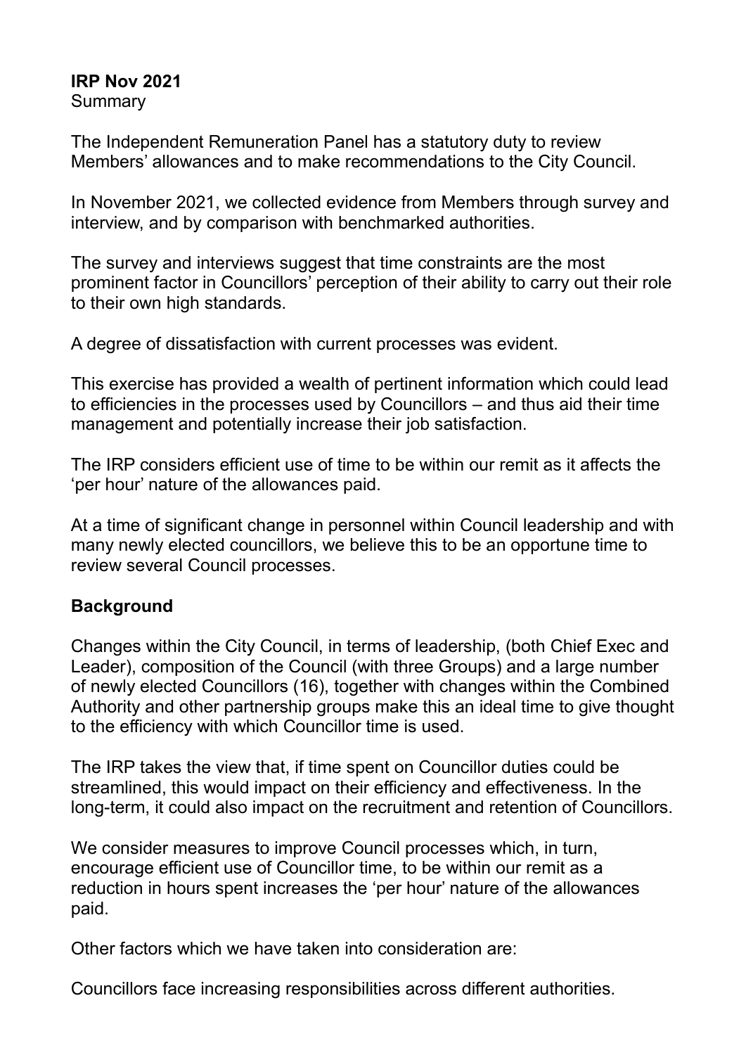**IRP Nov 2021**

Summary

The Independent Remuneration Panel has a statutory duty to review Members' allowances and to make recommendations to the City Council.

In November 2021, we collected evidence from Members through survey and interview, and by comparison with benchmarked authorities.

The survey and interviews suggest that time constraints are the most prominent factor in Councillors' perception of their ability to carry out their role to their own high standards.

A degree of dissatisfaction with current processes was evident.

This exercise has provided a wealth of pertinent information which could lead to efficiencies in the processes used by Councillors – and thus aid their time management and potentially increase their job satisfaction.

The IRP considers efficient use of time to be within our remit as it affects the 'per hour' nature of the allowances paid.

At a time of significant change in personnel within Council leadership and with many newly elected councillors, we believe this to be an opportune time to review several Council processes.

## Background

Changes within the City Council, in terms of leadership, (both Chief Exec and Leader), composition of the Council (with three Groups) and a large number of newly elected Councillors (16), together with changes within the Combined Authority and other partnership groups make this an ideal time to give thought to the efficiency with which Councillor time is used.

The IRP takes the view that, if time spent on Councillor duties could be streamlined, this would impact on their efficiency and effectiveness. In the long-term, it could also impact on the recruitment and retention of Councillors.

We consider measures to improve Council processes which, in turn, encourage efficient use of Councillor time, to be within our remit as a reduction in hours spent increases the 'per hour' nature of the allowances paid.

Other factors which we have taken into consideration are:

Councillors face increasing responsibilities across different authorities.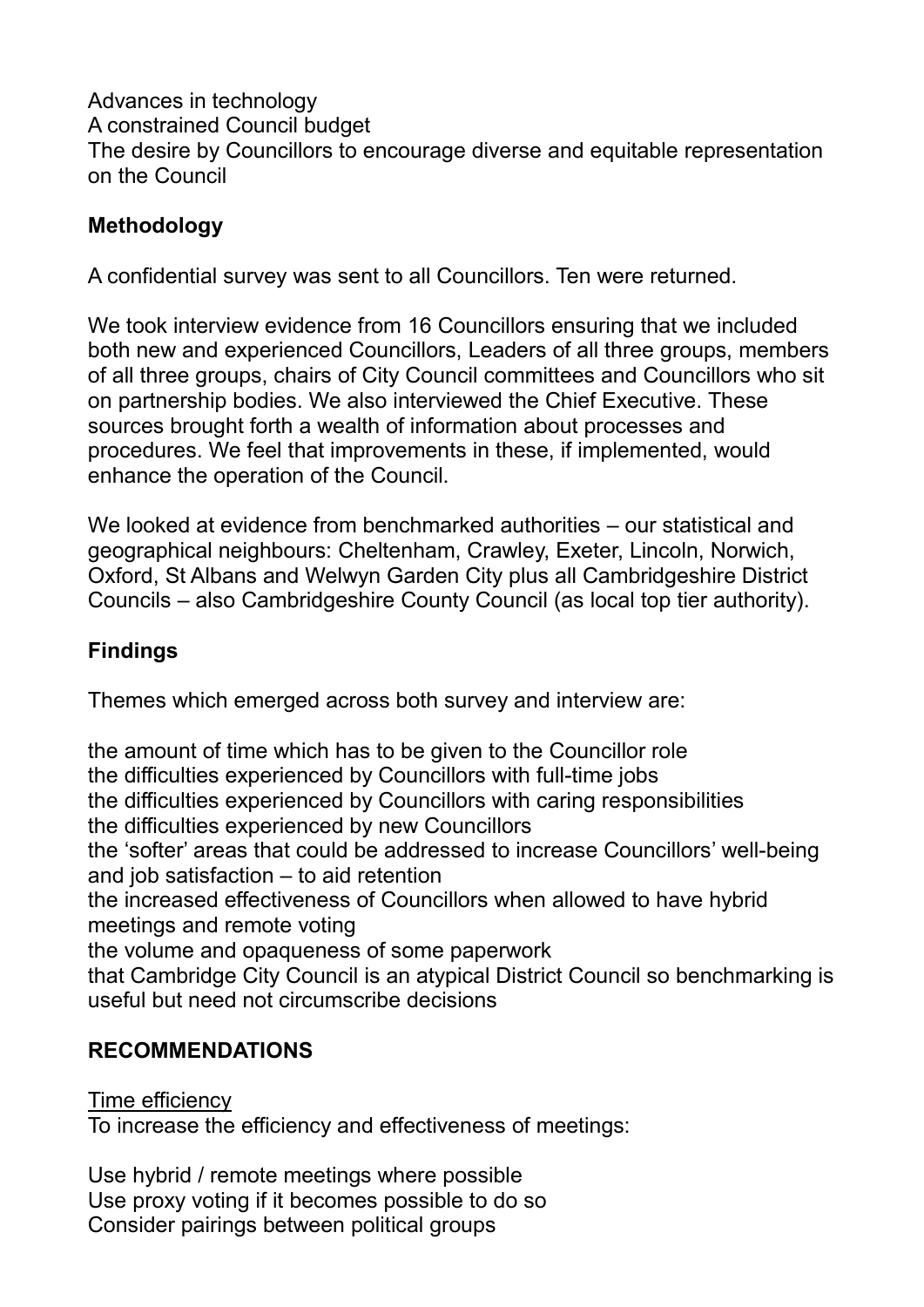Advances in technology
A constrained Council budget
The desire by Councillors to encourage diverse and equitable representation on the Council

**Methodology**

A confidential survey was sent to all Councillors. Ten were returned.

We took interview evidence from 16 Councillors ensuring that we included both new and experienced Councillors, Leaders of all three groups, members of all three groups, chairs of City Council committees and Councillors who sit on partnership bodies. We also interviewed the Chief Executive. These sources brought forth a wealth of information about processes and procedures. We feel that improvements in these, if implemented, would enhance the operation of the Council.

We looked at evidence from benchmarked authorities – our statistical and geographical neighbours: Cheltenham, Crawley, Exeter, Lincoln, Norwich, Oxford, St Albans and Welwyn Garden City plus all Cambridgeshire District Councils – also Cambridgeshire County Council (as local top tier authority).

**Findings**

Themes which emerged across both survey and interview are:

the amount of time which has to be given to the Councillor role
the difficulties experienced by Councillors with full-time jobs
the difficulties experienced by Councillors with caring responsibilities
the difficulties experienced by new Councillors
the 'softer' areas that could be addressed to increase Councillors' well-being and job satisfaction – to aid retention
the increased effectiveness of Councillors when allowed to have hybrid meetings and remote voting
the volume and opaqueness of some paperwork
that Cambridge City Council is an atypical District Council so benchmarking is useful but need not circumscribe decisions

**RECOMMENDATIONS**

<u>Time efficiency</u>
To increase the efficiency and effectiveness of meetings:

Use hybrid / remote meetings where possible
Use proxy voting if it becomes possible to do so
Consider pairings between political groups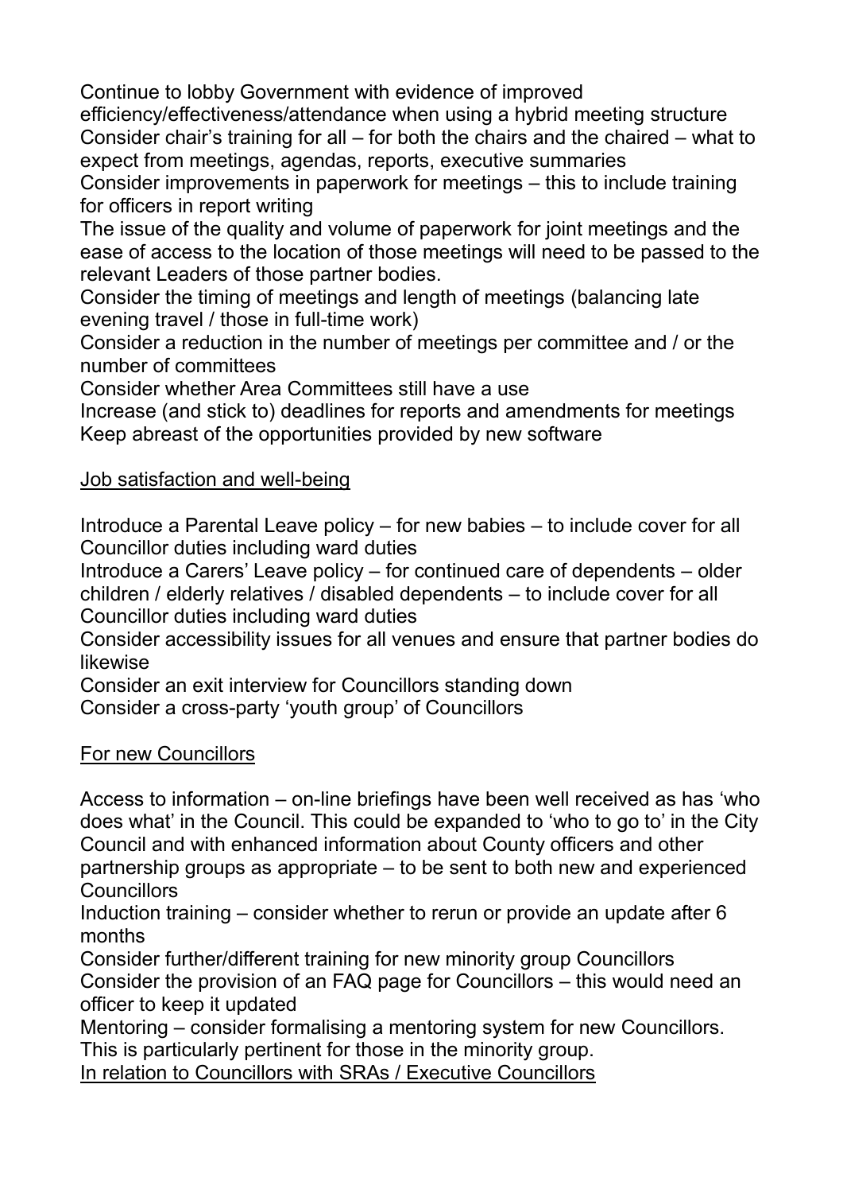Continue to lobby Government with evidence of improved efficiency/effectiveness/attendance when using a hybrid meeting structure

Consider chair's training for all – for both the chairs and the chaired – what to expect from meetings, agendas, reports, executive summaries

Consider improvements in paperwork for meetings – this to include training for officers in report writing

The issue of the quality and volume of paperwork for joint meetings and the ease of access to the location of those meetings will need to be passed to the relevant Leaders of those partner bodies.

Consider the timing of meetings and length of meetings (balancing late evening travel / those in full-time work)

Consider a reduction in the number of meetings per committee and / or the number of committees

Consider whether Area Committees still have a use

Increase (and stick to) deadlines for reports and amendments for meetings

Keep abreast of the opportunities provided by new software

<u>Job satisfaction and well-being</u>

Introduce a Parental Leave policy – for new babies – to include cover for all Councillor duties including ward duties

Introduce a Carers' Leave policy – for continued care of dependents – older children / elderly relatives / disabled dependents – to include cover for all Councillor duties including ward duties

Consider accessibility issues for all venues and ensure that partner bodies do likewise

Consider an exit interview for Councillors standing down

Consider a cross-party 'youth group' of Councillors

<u>For new Councillors</u>

Access to information – on-line briefings have been well received as has 'who does what' in the Council. This could be expanded to 'who to go to' in the City Council and with enhanced information about County officers and other partnership groups as appropriate – to be sent to both new and experienced Councillors

Induction training – consider whether to rerun or provide an update after 6 months

Consider further/different training for new minority group Councillors

Consider the provision of an FAQ page for Councillors – this would need an officer to keep it updated

Mentoring – consider formalising a mentoring system for new Councillors. This is particularly pertinent for those in the minority group.

<u>In relation to Councillors with SRAs / Executive Councillors</u>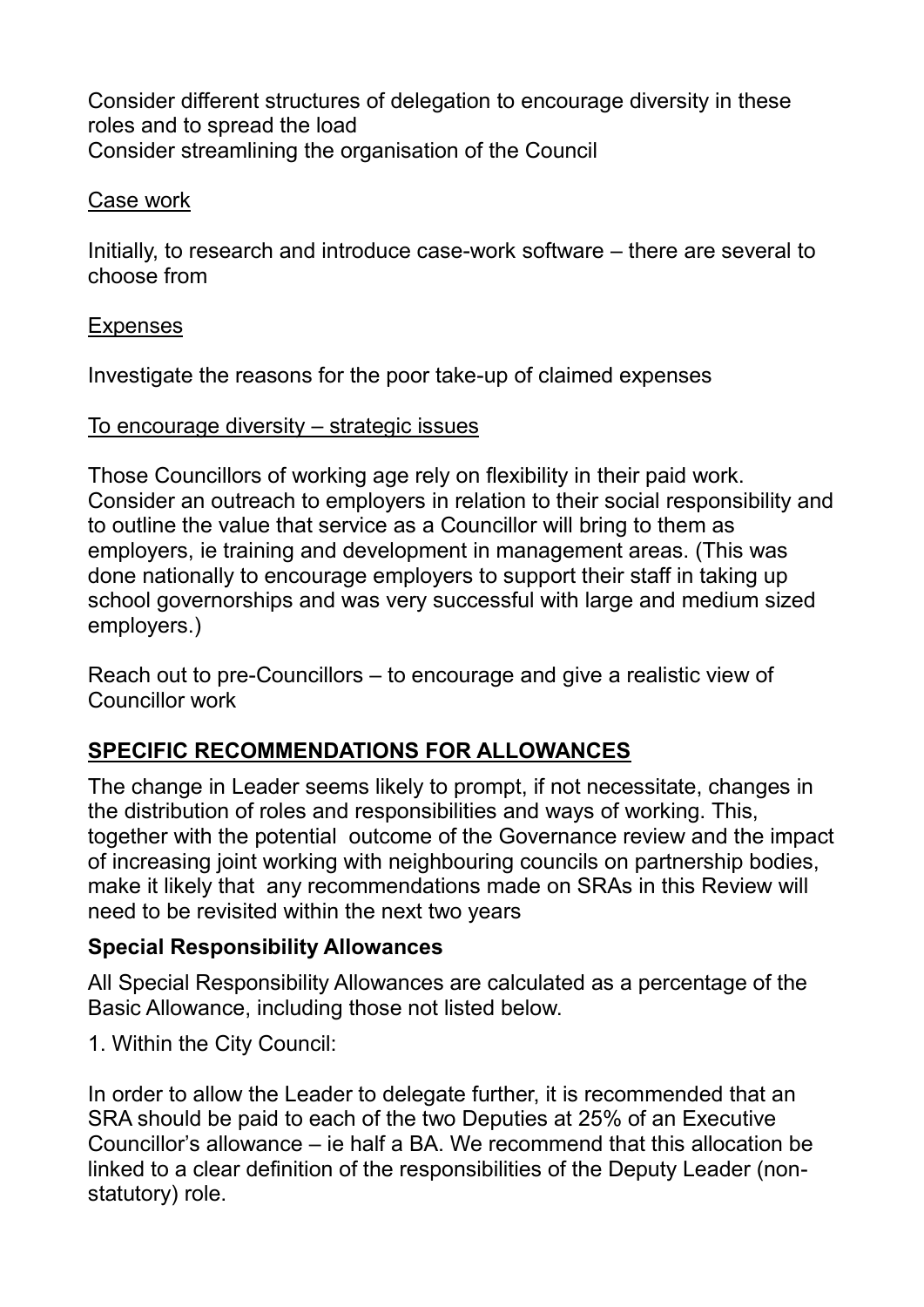Consider different structures of delegation to encourage diversity in these roles and to spread the load
Consider streamlining the organisation of the Council

<u>Case work</u>

Initially, to research and introduce case-work software – there are several to choose from

<u>Expenses</u>

Investigate the reasons for the poor take-up of claimed expenses

<u>To encourage diversity – strategic issues</u>

Those Councillors of working age rely on flexibility in their paid work. Consider an outreach to employers in relation to their social responsibility and to outline the value that service as a Councillor will bring to them as employers, ie training and development in management areas. (This was done nationally to encourage employers to support their staff in taking up school governorships and was very successful with large and medium sized employers.)

Reach out to pre-Councillors – to encourage and give a realistic view of Councillor work

## <u>SPECIFIC RECOMMENDATIONS FOR ALLOWANCES</u>

The change in Leader seems likely to prompt, if not necessitate, changes in the distribution of roles and responsibilities and ways of working. This, together with the potential outcome of the Governance review and the impact of increasing joint working with neighbouring councils on partnership bodies, make it likely that any recommendations made on SRAs in this Review will need to be revisited within the next two years

### Special Responsibility Allowances

All Special Responsibility Allowances are calculated as a percentage of the Basic Allowance, including those not listed below.

1. Within the City Council:

In order to allow the Leader to delegate further, it is recommended that an SRA should be paid to each of the two Deputies at 25% of an Executive Councillor's allowance – ie half a BA. We recommend that this allocation be linked to a clear definition of the responsibilities of the Deputy Leader (non-statutory) role.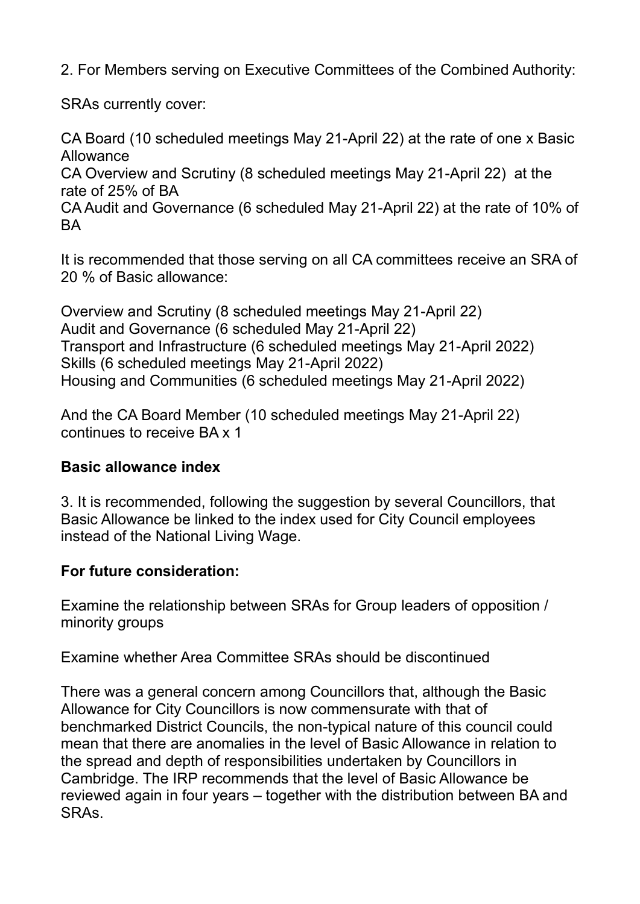2. For Members serving on Executive Committees of the Combined Authority:

SRAs currently cover:

CA Board (10 scheduled meetings May 21-April 22) at the rate of one x Basic Allowance
CA Overview and Scrutiny (8 scheduled meetings May 21-April 22) at the rate of 25% of BA
CA Audit and Governance (6 scheduled May 21-April 22) at the rate of 10% of BA

It is recommended that those serving on all CA committees receive an SRA of 20 % of Basic allowance:

Overview and Scrutiny (8 scheduled meetings May 21-April 22)
Audit and Governance (6 scheduled May 21-April 22)
Transport and Infrastructure (6 scheduled meetings May 21-April 2022)
Skills (6 scheduled meetings May 21-April 2022)
Housing and Communities (6 scheduled meetings May 21-April 2022)

And the CA Board Member (10 scheduled meetings May 21-April 22) continues to receive BA x 1

**Basic allowance index**

3. It is recommended, following the suggestion by several Councillors, that Basic Allowance be linked to the index used for City Council employees instead of the National Living Wage.

**For future consideration:**

Examine the relationship between SRAs for Group leaders of opposition / minority groups

Examine whether Area Committee SRAs should be discontinued

There was a general concern among Councillors that, although the Basic Allowance for City Councillors is now commensurate with that of benchmarked District Councils, the non-typical nature of this council could mean that there are anomalies in the level of Basic Allowance in relation to the spread and depth of responsibilities undertaken by Councillors in Cambridge. The IRP recommends that the level of Basic Allowance be reviewed again in four years – together with the distribution between BA and SRAs.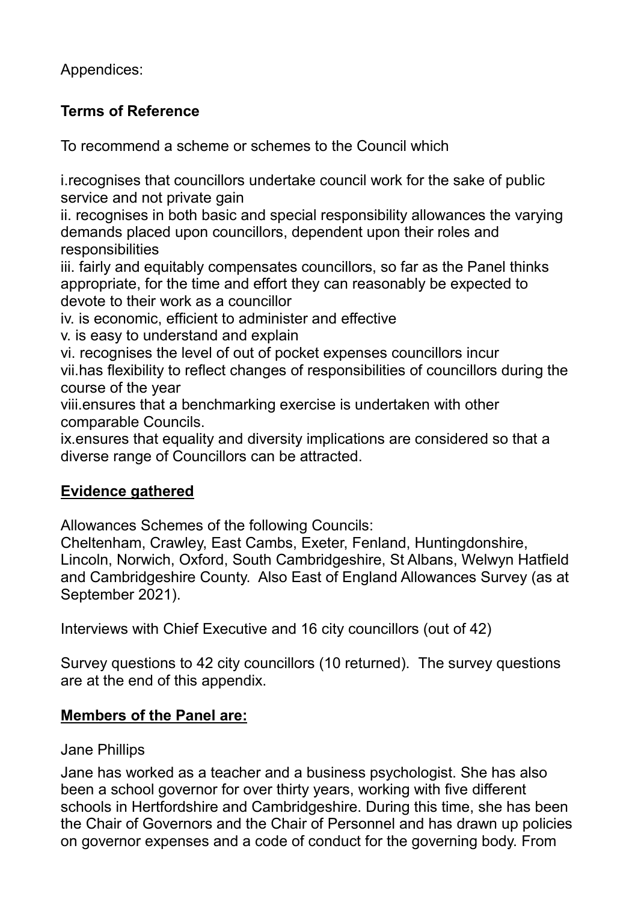Appendices:

**Terms of Reference**

To recommend a scheme or schemes to the Council which

i.recognises that councillors undertake council work for the sake of public service and not private gain
ii. recognises in both basic and special responsibility allowances the varying demands placed upon councillors, dependent upon their roles and responsibilities
iii. fairly and equitably compensates councillors, so far as the Panel thinks appropriate, for the time and effort they can reasonably be expected to devote to their work as a councillor
iv. is economic, efficient to administer and effective
v. is easy to understand and explain
vi. recognises the level of out of pocket expenses councillors incur
vii.has flexibility to reflect changes of responsibilities of councillors during the course of the year
viii.ensures that a benchmarking exercise is undertaken with other comparable Councils.
ix.ensures that equality and diversity implications are considered so that a diverse range of Councillors can be attracted.

**Evidence gathered**

Allowances Schemes of the following Councils:
Cheltenham, Crawley, East Cambs, Exeter, Fenland, Huntingdonshire, Lincoln, Norwich, Oxford, South Cambridgeshire, St Albans, Welwyn Hatfield and Cambridgeshire County. Also East of England Allowances Survey (as at September 2021).

Interviews with Chief Executive and 16 city councillors (out of 42)

Survey questions to 42 city councillors (10 returned). The survey questions are at the end of this appendix.

**Members of the Panel are:**

Jane Phillips

Jane has worked as a teacher and a business psychologist. She has also been a school governor for over thirty years, working with five different schools in Hertfordshire and Cambridgeshire. During this time, she has been the Chair of Governors and the Chair of Personnel and has drawn up policies on governor expenses and a code of conduct for the governing body. From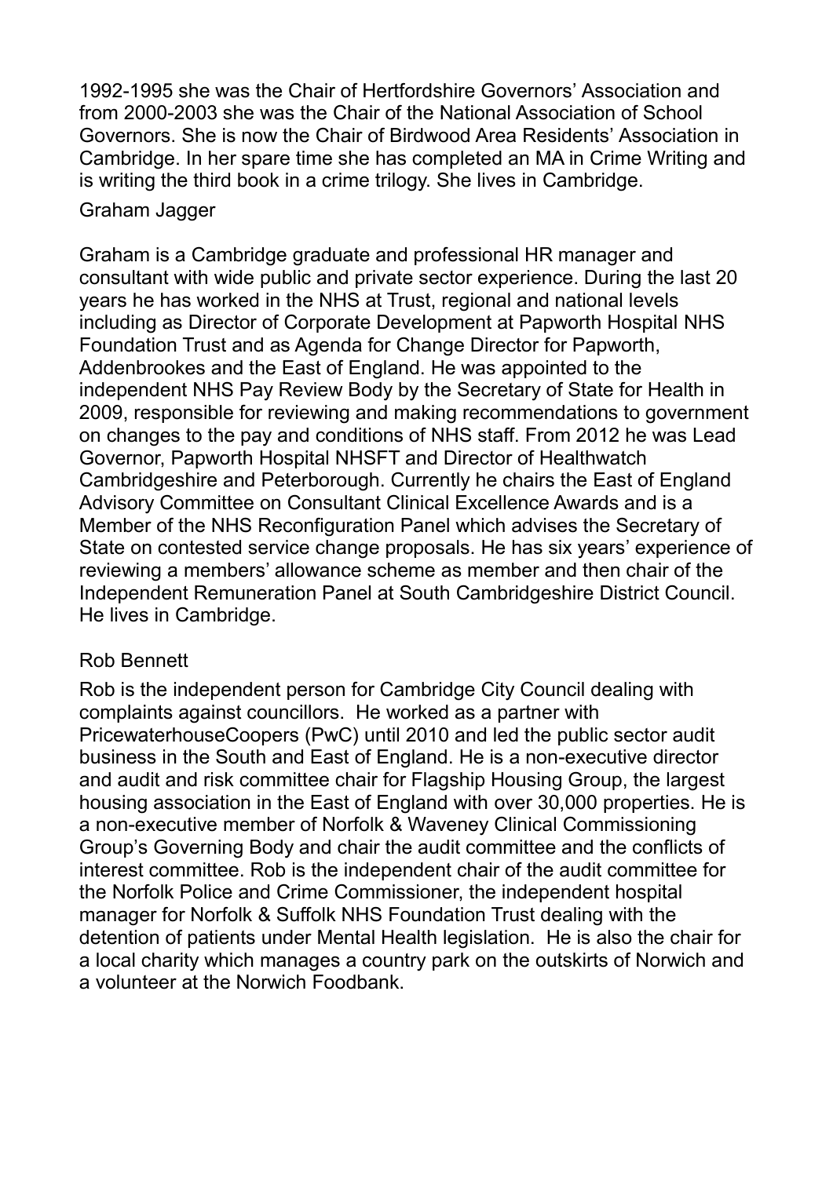1992-1995 she was the Chair of Hertfordshire Governors' Association and from 2000-2003 she was the Chair of the National Association of School Governors. She is now the Chair of Birdwood Area Residents' Association in Cambridge. In her spare time she has completed an MA in Crime Writing and is writing the third book in a crime trilogy. She lives in Cambridge.

Graham Jagger

Graham is a Cambridge graduate and professional HR manager and consultant with wide public and private sector experience. During the last 20 years he has worked in the NHS at Trust, regional and national levels including as Director of Corporate Development at Papworth Hospital NHS Foundation Trust and as Agenda for Change Director for Papworth, Addenbrookes and the East of England. He was appointed to the independent NHS Pay Review Body by the Secretary of State for Health in 2009, responsible for reviewing and making recommendations to government on changes to the pay and conditions of NHS staff. From 2012 he was Lead Governor, Papworth Hospital NHSFT and Director of Healthwatch Cambridgeshire and Peterborough. Currently he chairs the East of England Advisory Committee on Consultant Clinical Excellence Awards and is a Member of the NHS Reconfiguration Panel which advises the Secretary of State on contested service change proposals. He has six years' experience of reviewing a members' allowance scheme as member and then chair of the Independent Remuneration Panel at South Cambridgeshire District Council. He lives in Cambridge.

Rob Bennett

Rob is the independent person for Cambridge City Council dealing with complaints against councillors. He worked as a partner with PricewaterhouseCoopers (PwC) until 2010 and led the public sector audit business in the South and East of England. He is a non-executive director and audit and risk committee chair for Flagship Housing Group, the largest housing association in the East of England with over 30,000 properties. He is a non-executive member of Norfolk & Waveney Clinical Commissioning Group's Governing Body and chair the audit committee and the conflicts of interest committee. Rob is the independent chair of the audit committee for the Norfolk Police and Crime Commissioner, the independent hospital manager for Norfolk & Suffolk NHS Foundation Trust dealing with the detention of patients under Mental Health legislation. He is also the chair for a local charity which manages a country park on the outskirts of Norwich and a volunteer at the Norwich Foodbank.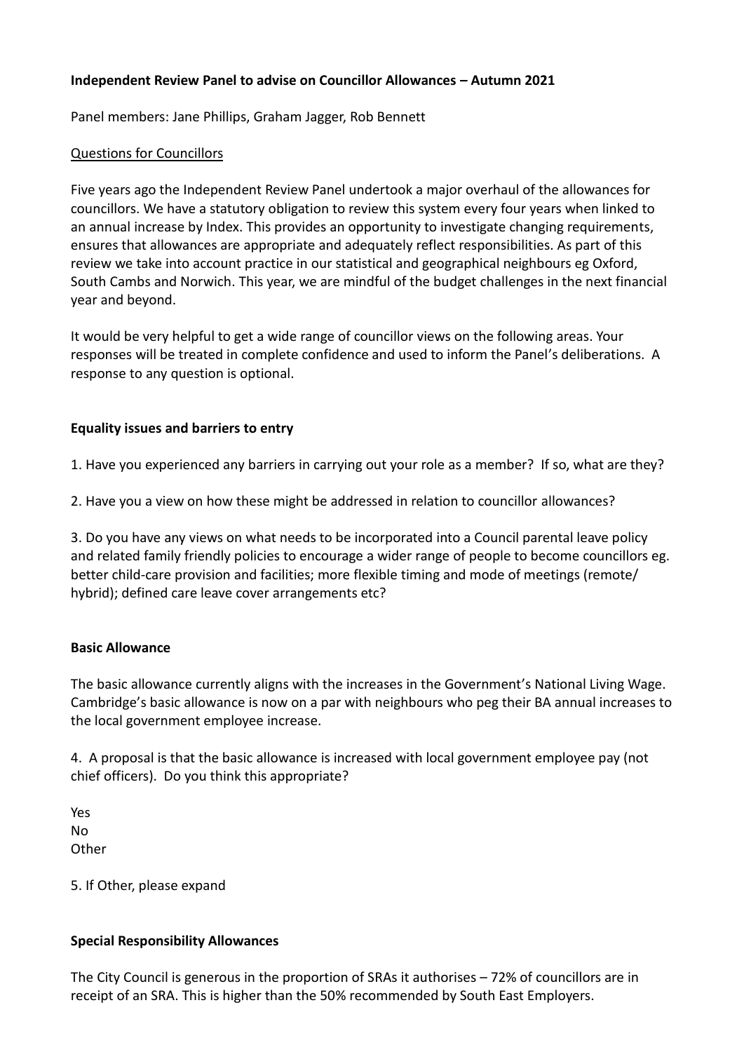**Independent Review Panel to advise on Councillor Allowances – Autumn 2021**

Panel members: Jane Phillips, Graham Jagger, Rob Bennett

Questions for Councillors

Five years ago the Independent Review Panel undertook a major overhaul of the allowances for councillors. We have a statutory obligation to review this system every four years when linked to an annual increase by Index. This provides an opportunity to investigate changing requirements, ensures that allowances are appropriate and adequately reflect responsibilities. As part of this review we take into account practice in our statistical and geographical neighbours eg Oxford, South Cambs and Norwich. This year, we are mindful of the budget challenges in the next financial year and beyond.

It would be very helpful to get a wide range of councillor views on the following areas. Your responses will be treated in complete confidence and used to inform the Panel's deliberations. A response to any question is optional.

**Equality issues and barriers to entry**

1. Have you experienced any barriers in carrying out your role as a member? If so, what are they?

2. Have you a view on how these might be addressed in relation to councillor allowances?

3. Do you have any views on what needs to be incorporated into a Council parental leave policy and related family friendly policies to encourage a wider range of people to become councillors eg. better child-care provision and facilities; more flexible timing and mode of meetings (remote/ hybrid); defined care leave cover arrangements etc?

**Basic Allowance**

The basic allowance currently aligns with the increases in the Government's National Living Wage. Cambridge's basic allowance is now on a par with neighbours who peg their BA annual increases to the local government employee increase.

4. A proposal is that the basic allowance is increased with local government employee pay (not chief officers). Do you think this appropriate?

Yes
No
Other

5. If Other, please expand

**Special Responsibility Allowances**

The City Council is generous in the proportion of SRAs it authorises – 72% of councillors are in receipt of an SRA. This is higher than the 50% recommended by South East Employers.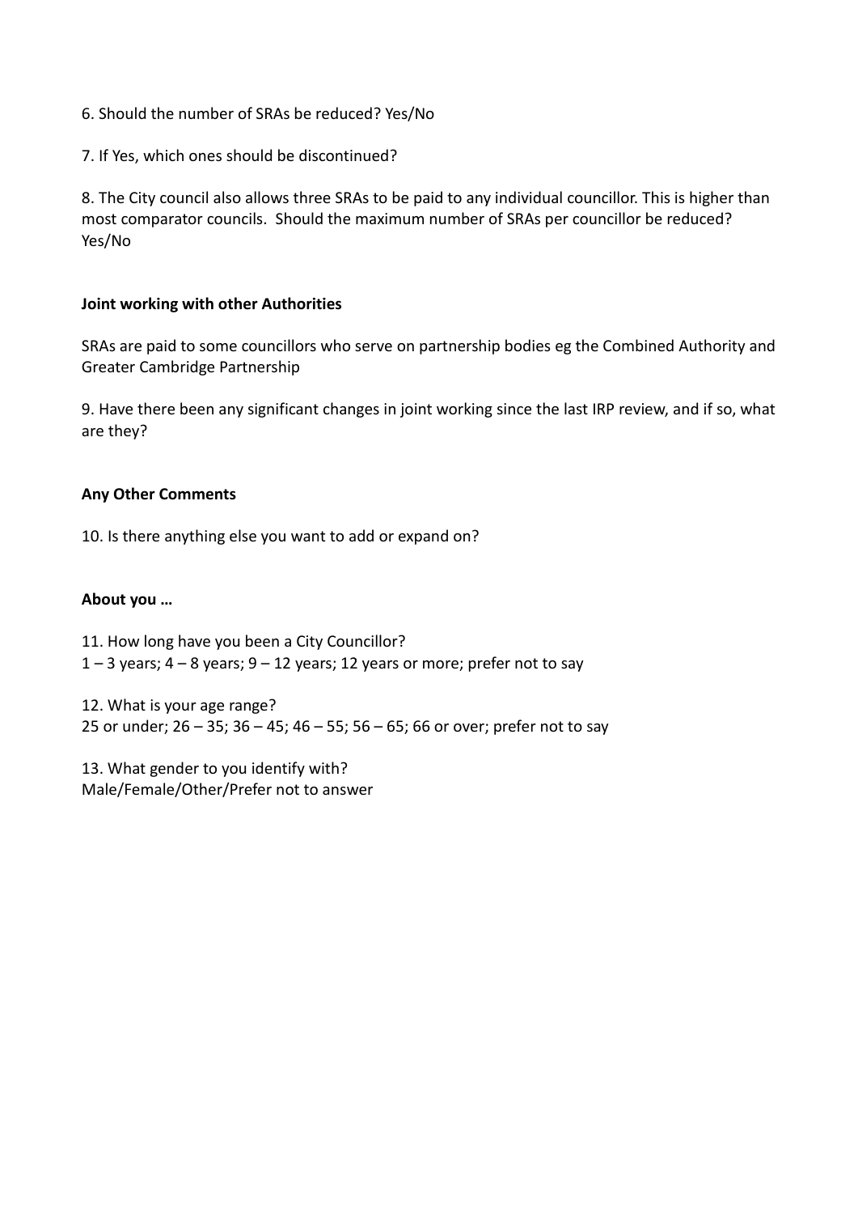6. Should the number of SRAs be reduced? Yes/No

7. If Yes, which ones should be discontinued?

8. The City council also allows three SRAs to be paid to any individual councillor. This is higher than most comparator councils. Should the maximum number of SRAs per councillor be reduced? Yes/No

**Joint working with other Authorities**

SRAs are paid to some councillors who serve on partnership bodies eg the Combined Authority and Greater Cambridge Partnership

9. Have there been any significant changes in joint working since the last IRP review, and if so, what are they?

**Any Other Comments**

10. Is there anything else you want to add or expand on?

**About you …**

11. How long have you been a City Councillor?
1 – 3 years; 4 – 8 years; 9 – 12 years; 12 years or more; prefer not to say

12. What is your age range?
25 or under; 26 – 35; 36 – 45; 46 – 55; 56 – 65; 66 or over; prefer not to say

13. What gender to you identify with?
Male/Female/Other/Prefer not to answer